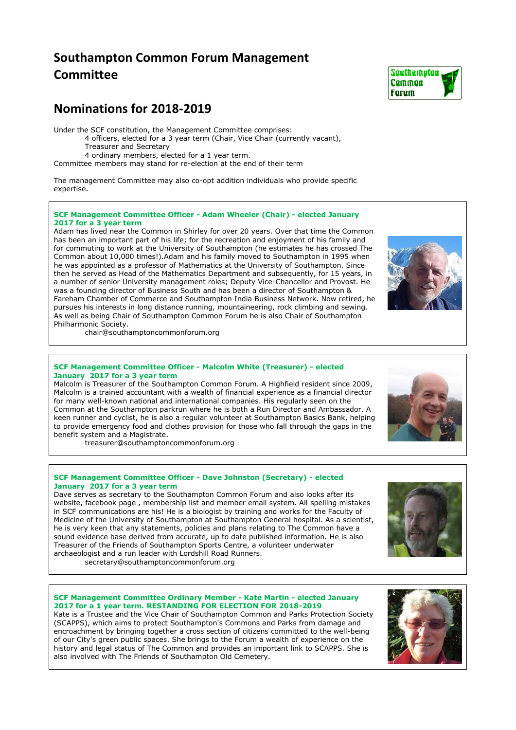# Southampton Common Forum Management Committee

## Nominations for 2018-2019

Under the SCF constitution, the Management Committee comprises:

4 officers, elected for a 3 year term (Chair, Vice Chair (currently vacant), Treasurer and Secretary

4 ordinary members, elected for a 1 year term.

Committee members may stand for re-election at the end of their term

The management Committee may also co-opt addition individuals who provide specific expertise.

**SCF Management Committee Officer - Adam Wheeler (Chair) - elected January 2017 for a 3 year term**

Adam has lived near the Common in Shirley for over 20 years. Over that time the Common has been an important part of his life; for the recreation and enjoyment of his family and for commuting to work at the University of Southampton (he estimates he has crossed The Common about 10,000 times!).Adam and his family moved to Southampton in 1995 when he was appointed as a professor of Mathematics at the University of Southampton. Since then he served as Head of the Mathematics Department and subsequently, for 15 years, in a number of senior University management roles; Deputy Vice-Chancellor and Provost. He was a founding director of Business South and has been a director of Southampton & Fareham Chamber of Commerce and Southampton India Business Network. Now retired, he pursues his interests in long distance running, mountaineering, rock climbing and sewing. As well as being Chair of Southampton Common Forum he is also Chair of Southampton Philharmonic Society.

chair@southamptoncommonforum.org

**SCF Management Committee Officer - Malcolm White (Treasurer) - elected January 2017 for a 3 year term**

Malcolm is Treasurer of the Southampton Common Forum. A Highfield resident since 2009, Malcolm is a trained accountant with a wealth of financial experience as a financial director for many well-known national and international companies. His regularly seen on the Common at the Southampton parkrun where he is both a Run Director and Ambassador. A keen runner and cyclist, he is also a regular volunteer at Southampton Basics Bank, helping to provide emergency food and clothes provision for those who fall through the gaps in the benefit system and a Magistrate.

treasurer@southamptoncommonforum.org

**SCF Management Committee Officer - Dave Johnston (Secretary) - elected January 2017 for a 3 year term**

Dave serves as secretary to the Southampton Common Forum and also looks after its website, facebook page , membership list and member email system. All spelling mistakes in SCF communications are his! He is a biologist by training and works for the Faculty of Medicine of the University of Southampton at Southampton General hospital. As a scientist, he is very keen that any statements, policies and plans relating to The Common have a sound evidence base derived from accurate, up to date published information. He is also Treasurer of the Friends of Southampton Sports Centre, a volunteer underwater archaeologist and a run leader with Lordshill Road Runners.

secretary@southamptoncommonforum.org

**SCF Management Committee Ordinary Member - Kate Martin - elected January 2017 for a 1 year term. RESTANDING FOR ELECTION FOR 2018-2019**

Kate is a Trustee and the Vice Chair of Southampton Common and Parks Protection Society (SCAPPS), which aims to protect Southampton's Commons and Parks from damage and encroachment by bringing together a cross section of citizens committed to the well-being of our City's green public spaces. She brings to the Forum a wealth of experience on the history and legal status of The Common and provides an important link to SCAPPS. She is also involved with The Friends of Southampton Old Cemetery.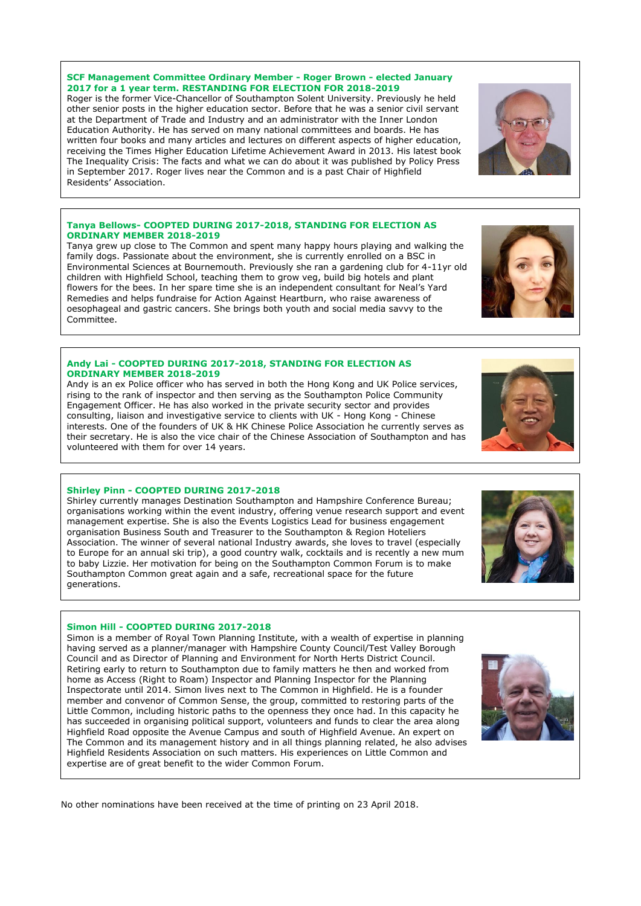**SCF Management Committee Ordinary Member - Roger Brown - elected January 2017 for a 1 year term. RESTANDING FOR ELECTION FOR 2018-2019**

Roger is the former Vice-Chancellor of Southampton Solent University. Previously he held other senior posts in the higher education sector. Before that he was a senior civil servant at the Department of Trade and Industry and an administrator with the Inner London Education Authority. He has served on many national committees and boards. He has written four books and many articles and lectures on different aspects of higher education, receiving the Times Higher Education Lifetime Achievement Award in 2013. His latest book The Inequality Crisis: The facts and what we can do about it was published by Policy Press in September 2017. Roger lives near the Common and is a past Chair of Highfield Residents' Association.

**Tanya Bellows- COOPTED DURING 2017-2018, STANDING FOR ELECTION AS ORDINARY MEMBER 2018-2019**

Tanya grew up close to The Common and spent many happy hours playing and walking the family dogs. Passionate about the environment, she is currently enrolled on a BSC in Environmental Sciences at Bournemouth. Previously she ran a gardening club for 4-11yr old children with Highfield School, teaching them to grow veg, build big hotels and plant flowers for the bees. In her spare time she is an independent consultant for Neal's Yard Remedies and helps fundraise for Action Against Heartburn, who raise awareness of oesophageal and gastric cancers. She brings both youth and social media savvy to the Committee.

**Andy Lai - COOPTED DURING 2017-2018, STANDING FOR ELECTION AS ORDINARY MEMBER 2018-2019**

Andy is an ex Police officer who has served in both the Hong Kong and UK Police services, rising to the rank of inspector and then serving as the Southampton Police Community Engagement Officer. He has also worked in the private security sector and provides consulting, liaison and investigative service to clients with UK - Hong Kong - Chinese interests. One of the founders of UK & HK Chinese Police Association he currently serves as their secretary. He is also the vice chair of the Chinese Association of Southampton and has volunteered with them for over 14 years.

**Shirley Pinn - COOPTED DURING 2017-2018**

Shirley currently manages Destination Southampton and Hampshire Conference Bureau; organisations working within the event industry, offering venue research support and event management expertise. She is also the Events Logistics Lead for business engagement organisation Business South and Treasurer to the Southampton & Region Hoteliers Association. The winner of several national Industry awards, she loves to travel (especially to Europe for an annual ski trip), a good country walk, cocktails and is recently a new mum to baby Lizzie. Her motivation for being on the Southampton Common Forum is to make Southampton Common great again and a safe, recreational space for the future generations.

**Simon Hill - COOPTED DURING 2017-2018**

Simon is a member of Royal Town Planning Institute, with a wealth of expertise in planning having served as a planner/manager with Hampshire County Council/Test Valley Borough Council and as Director of Planning and Environment for North Herts District Council. Retiring early to return to Southampton due to family matters he then and worked from home as Access (Right to Roam) Inspector and Planning Inspector for the Planning Inspectorate until 2014. Simon lives next to The Common in Highfield. He is a founder member and convenor of Common Sense, the group, committed to restoring parts of the Little Common, including historic paths to the openness they once had. In this capacity he has succeeded in organising political support, volunteers and funds to clear the area along Highfield Road opposite the Avenue Campus and south of Highfield Avenue. An expert on The Common and its management history and in all things planning related, he also advises Highfield Residents Association on such matters. His experiences on Little Common and expertise are of great benefit to the wider Common Forum.

No other nominations have been received at the time of printing on 23 April 2018.